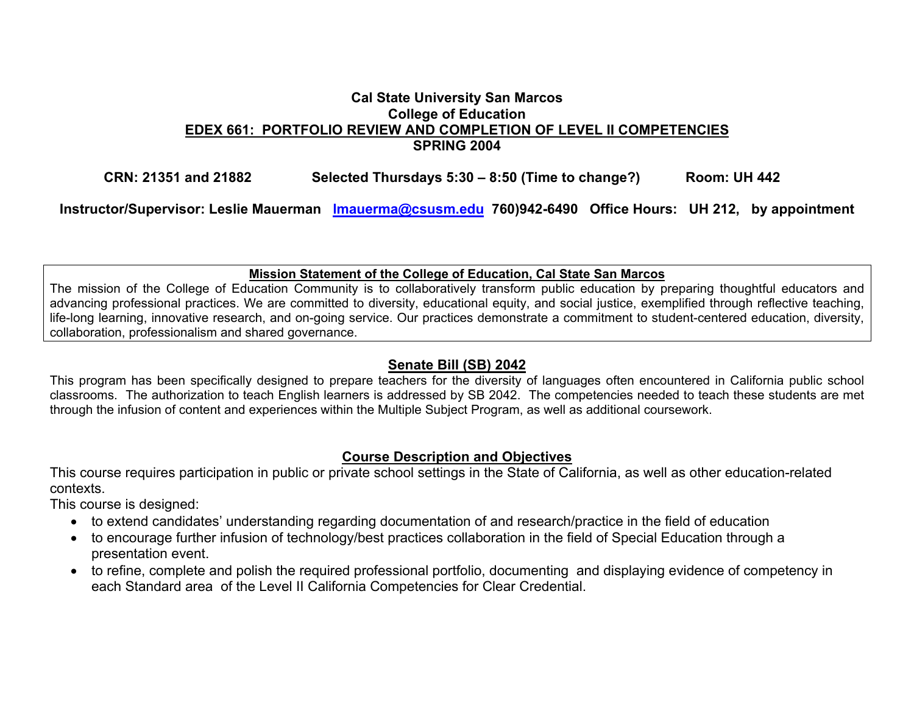# Cal State University San Marcos
## College of Education
## EDEX 661: PORTFOLIO REVIEW AND COMPLETION OF LEVEL II COMPETENCIES
## SPRING 2004

**CRN: 21351 and 21882 Selected Thursdays 5:30 – 8:50 (Time to change?) Room: UH 442**

**Instructor/Supervisor: Leslie Mauerman [lmauerma@csusm.edu](mailto:lmauerma@csusm.edu) 760)942-6490 Office Hours: UH 212, by appointment**

**Mission Statement of the College of Education, Cal State San Marcos**

The mission of the College of Education Community is to collaboratively transform public education by preparing thoughtful educators and advancing professional practices. We are committed to diversity, educational equity, and social justice, exemplified through reflective teaching, life-long learning, innovative research, and on-going service. Our practices demonstrate a commitment to student-centered education, diversity, collaboration, professionalism and shared governance.

## Senate Bill (SB) 2042

This program has been specifically designed to prepare teachers for the diversity of languages often encountered in California public school classrooms. The authorization to teach English learners is addressed by SB 2042. The competencies needed to teach these students are met through the infusion of content and experiences within the Multiple Subject Program, as well as additional coursework.

## Course Description and Objectives

This course requires participation in public or private school settings in the State of California, as well as other education-related contexts.

This course is designed:

- to extend candidates' understanding regarding documentation of and research/practice in the field of education
- to encourage further infusion of technology/best practices collaboration in the field of Special Education through a presentation event.
- to refine, complete and polish the required professional portfolio, documenting and displaying evidence of competency in each Standard area of the Level II California Competencies for Clear Credential.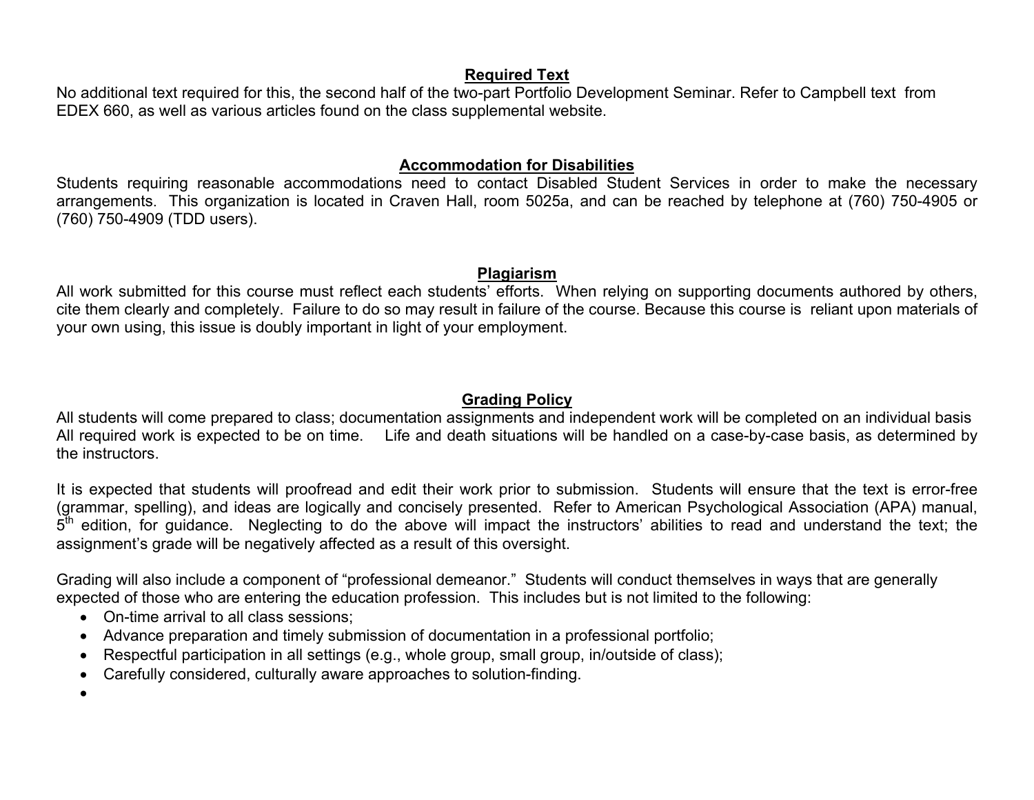## Required Text

No additional text required for this, the second half of the two-part Portfolio Development Seminar. Refer to Campbell text from EDEX 660, as well as various articles found on the class supplemental website.

## Accommodation for Disabilities

Students requiring reasonable accommodations need to contact Disabled Student Services in order to make the necessary arrangements. This organization is located in Craven Hall, room 5025a, and can be reached by telephone at (760) 750-4905 or (760) 750-4909 (TDD users).

## Plagiarism

All work submitted for this course must reflect each students' efforts. When relying on supporting documents authored by others, cite them clearly and completely. Failure to do so may result in failure of the course. Because this course is reliant upon materials of your own using, this issue is doubly important in light of your employment.

## Grading Policy

All students will come prepared to class; documentation assignments and independent work will be completed on an individual basis All required work is expected to be on time. Life and death situations will be handled on a case-by-case basis, as determined by the instructors.

It is expected that students will proofread and edit their work prior to submission. Students will ensure that the text is error-free (grammar, spelling), and ideas are logically and concisely presented. Refer to American Psychological Association (APA) manual, 5th edition, for guidance. Neglecting to do the above will impact the instructors' abilities to read and understand the text; the assignment's grade will be negatively affected as a result of this oversight.

Grading will also include a component of "professional demeanor." Students will conduct themselves in ways that are generally expected of those who are entering the education profession. This includes but is not limited to the following:

- On-time arrival to all class sessions;
- Advance preparation and timely submission of documentation in a professional portfolio;
- Respectful participation in all settings (e.g., whole group, small group, in/outside of class);
- Carefully considered, culturally aware approaches to solution-finding.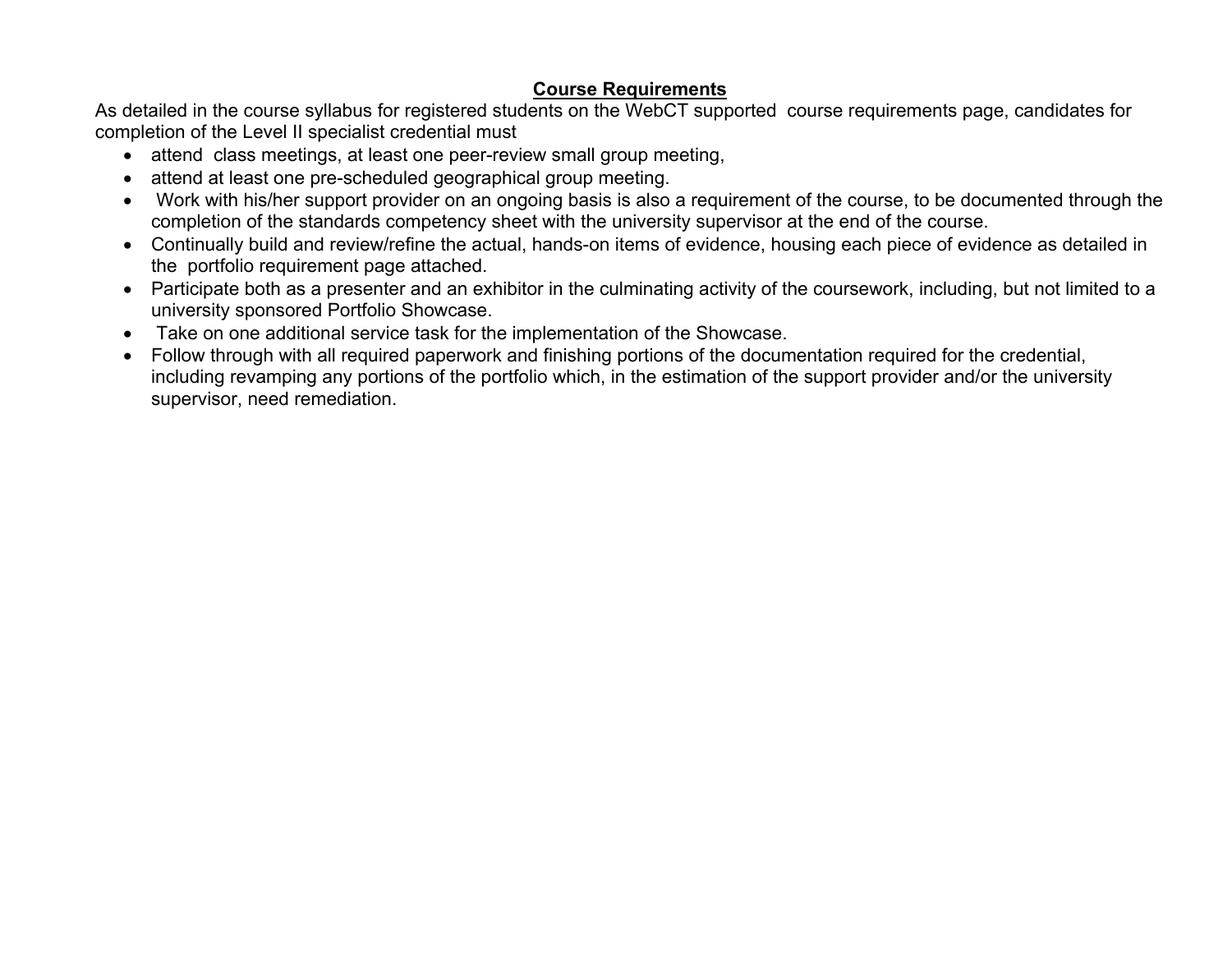## **Course Requirements**

As detailed in the course syllabus for registered students on the WebCT supported course requirements page, candidates for completion of the Level II specialist credential must

- attend class meetings, at least one peer-review small group meeting,
- attend at least one pre-scheduled geographical group meeting.
- Work with his/her support provider on an ongoing basis is also a requirement of the course, to be documented through the completion of the standards competency sheet with the university supervisor at the end of the course.
- Continually build and review/refine the actual, hands-on items of evidence, housing each piece of evidence as detailed in the portfolio requirement page attached.
- Participate both as a presenter and an exhibitor in the culminating activity of the coursework, including, but not limited to a university sponsored Portfolio Showcase.
- Take on one additional service task for the implementation of the Showcase.
- Follow through with all required paperwork and finishing portions of the documentation required for the credential, including revamping any portions of the portfolio which, in the estimation of the support provider and/or the university supervisor, need remediation.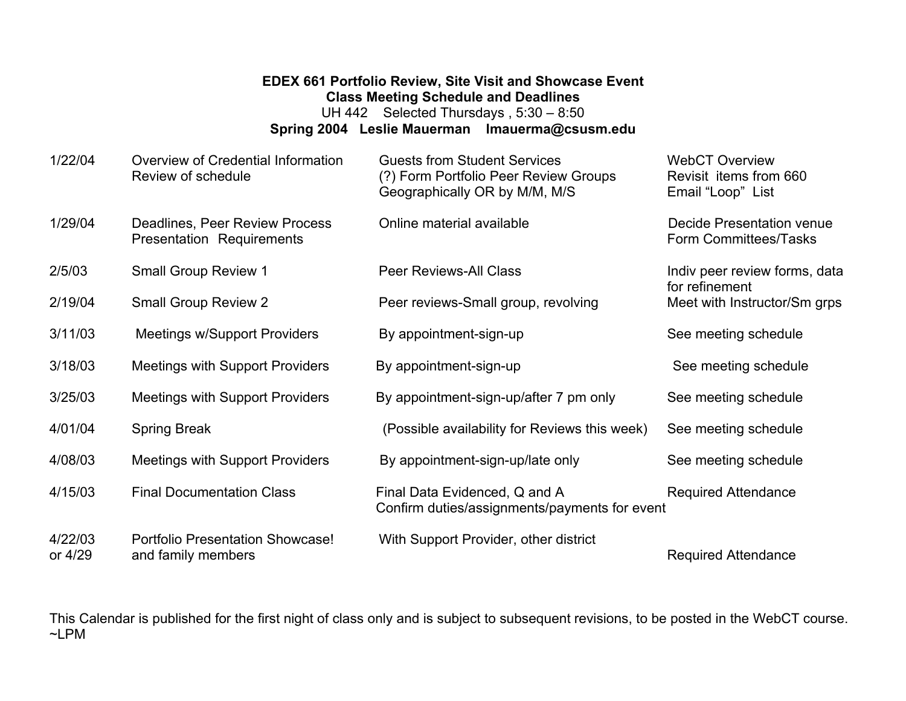**EDEX 661 Portfolio Review, Site Visit and Showcase Event**
**Class Meeting Schedule and Deadlines**
UH 442 Selected Thursdays , 5:30 – 8:50
**Spring 2004 Leslie Mauerman lmauerma@csusm.edu**

| | | | |
|---|---|---|---|
| 1/22/04 | Overview of Credential Information<br>Review of schedule | Guests from Student Services<br>(?) Form Portfolio Peer Review Groups<br>Geographically OR by M/M, M/S | WebCT Overview<br>Revisit items from 660<br>Email “Loop” List |
| 1/29/04 | Deadlines, Peer Review Process<br>Presentation Requirements | Online material available | Decide Presentation venue<br>Form Committees/Tasks |
| 2/5/03 | Small Group Review 1 | Peer Reviews-All Class | Indiv peer review forms, data for refinement |
| 2/19/04 | Small Group Review 2 | Peer reviews-Small group, revolving | Meet with Instructor/Sm grps |
| 3/11/03 | Meetings w/Support Providers | By appointment-sign-up | See meeting schedule |
| 3/18/03 | Meetings with Support Providers | By appointment-sign-up | See meeting schedule |
| 3/25/03 | Meetings with Support Providers | By appointment-sign-up/after 7 pm only | See meeting schedule |
| 4/01/04 | Spring Break | (Possible availability for Reviews this week) | See meeting schedule |
| 4/08/03 | Meetings with Support Providers | By appointment-sign-up/late only | See meeting schedule |
| 4/15/03 | Final Documentation Class | Final Data Evidenced, Q and A<br>Confirm duties/assignments/payments for event | Required Attendance |
| 4/22/03<br>or 4/29 | Portfolio Presentation Showcase!<br>and family members | With Support Provider, other district | Required Attendance |

This Calendar is published for the first night of class only and is subject to subsequent revisions, to be posted in the WebCT course.
~LPM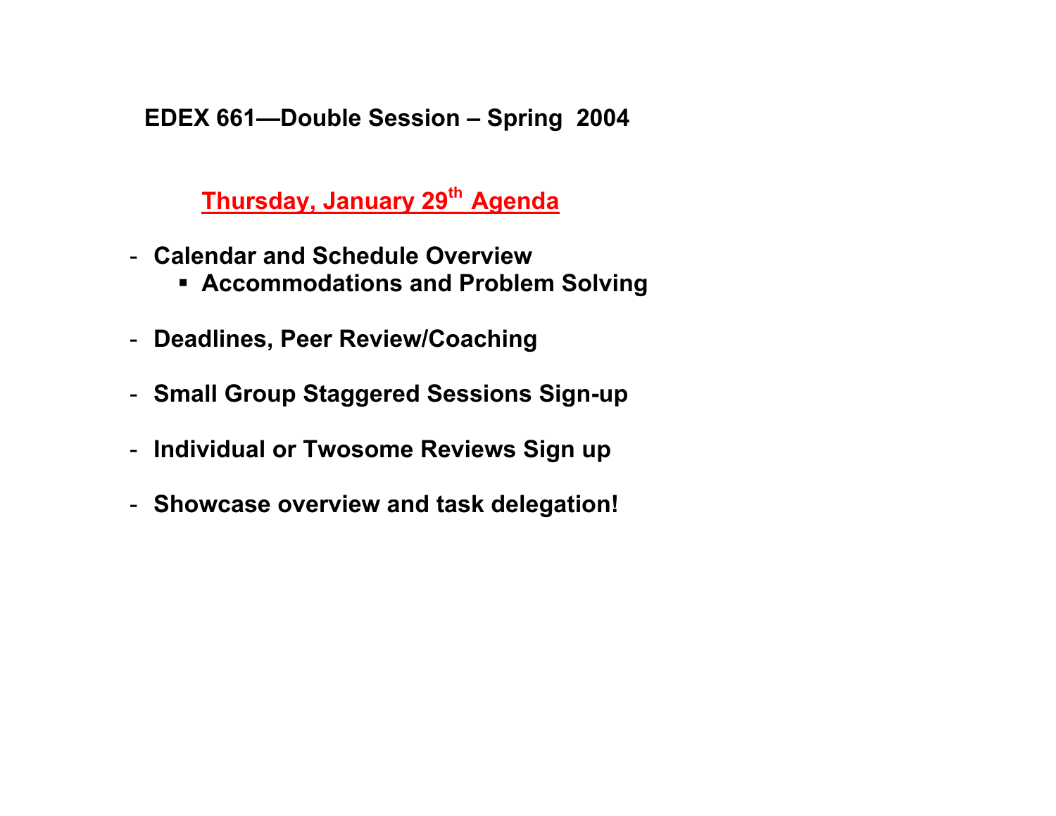**EDEX 661—Double Session – Spring 2004**

**Thursday, January 29th Agenda**

- **Calendar and Schedule Overview**
  - **Accommodations and Problem Solving**

- **Deadlines, Peer Review/Coaching**

- **Small Group Staggered Sessions Sign-up**

- **Individual or Twosome Reviews Sign up**

- **Showcase overview and task delegation!**